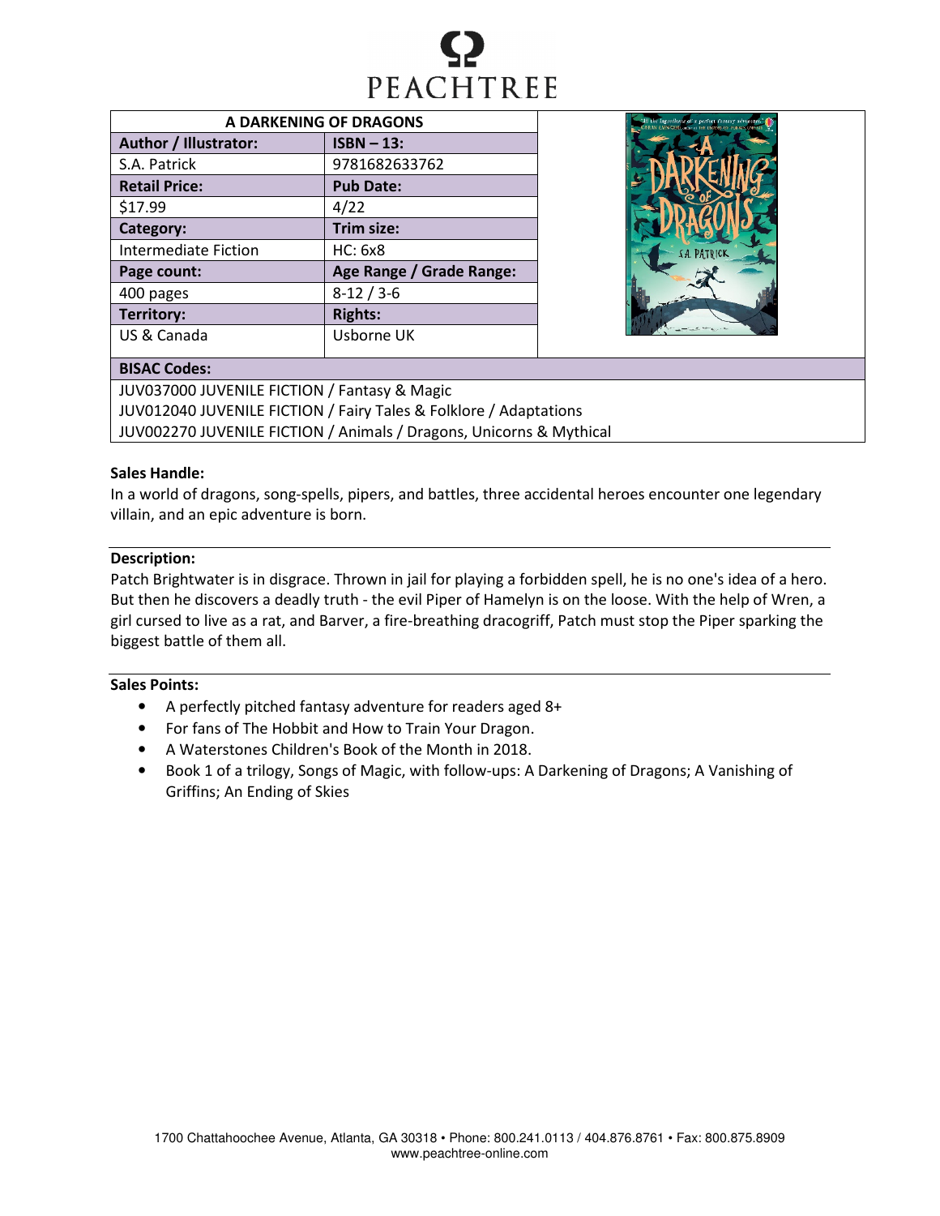PEACHTREE

| A DARKENING OF DRAGONS | |
|---|---|
| **Author / Illustrator:** | **ISBN – 13:** |
| S.A. Patrick | 9781682633762 |
| **Retail Price:** | **Pub Date:** |
| $17.99 | 4/22 |
| **Category:** | **Trim size:** |
| Intermediate Fiction | HC: 6x8 |
| **Page count:** | **Age Range / Grade Range:** |
| 400 pages | 8-12 / 3-6 |
| **Territory:** | **Rights:** |
| US & Canada | Usborne UK |

**BISAC Codes:**

JUV037000 JUVENILE FICTION / Fantasy & Magic
JUV012040 JUVENILE FICTION / Fairy Tales & Folklore / Adaptations
JUV002270 JUVENILE FICTION / Animals / Dragons, Unicorns & Mythical

**Sales Handle:**

In a world of dragons, song-spells, pipers, and battles, three accidental heroes encounter one legendary villain, and an epic adventure is born.

**Description:**

Patch Brightwater is in disgrace. Thrown in jail for playing a forbidden spell, he is no one's idea of a hero. But then he discovers a deadly truth - the evil Piper of Hamelyn is on the loose. With the help of Wren, a girl cursed to live as a rat, and Barver, a fire-breathing dracogriff, Patch must stop the Piper sparking the biggest battle of them all.

**Sales Points:**

- A perfectly pitched fantasy adventure for readers aged 8+
- For fans of The Hobbit and How to Train Your Dragon.
- A Waterstones Children's Book of the Month in 2018.
- Book 1 of a trilogy, Songs of Magic, with follow-ups: A Darkening of Dragons; A Vanishing of Griffins; An Ending of Skies

1700 Chattahoochee Avenue, Atlanta, GA 30318 • Phone: 800.241.0113 / 404.876.8761 • Fax: 800.875.8909
www.peachtree-online.com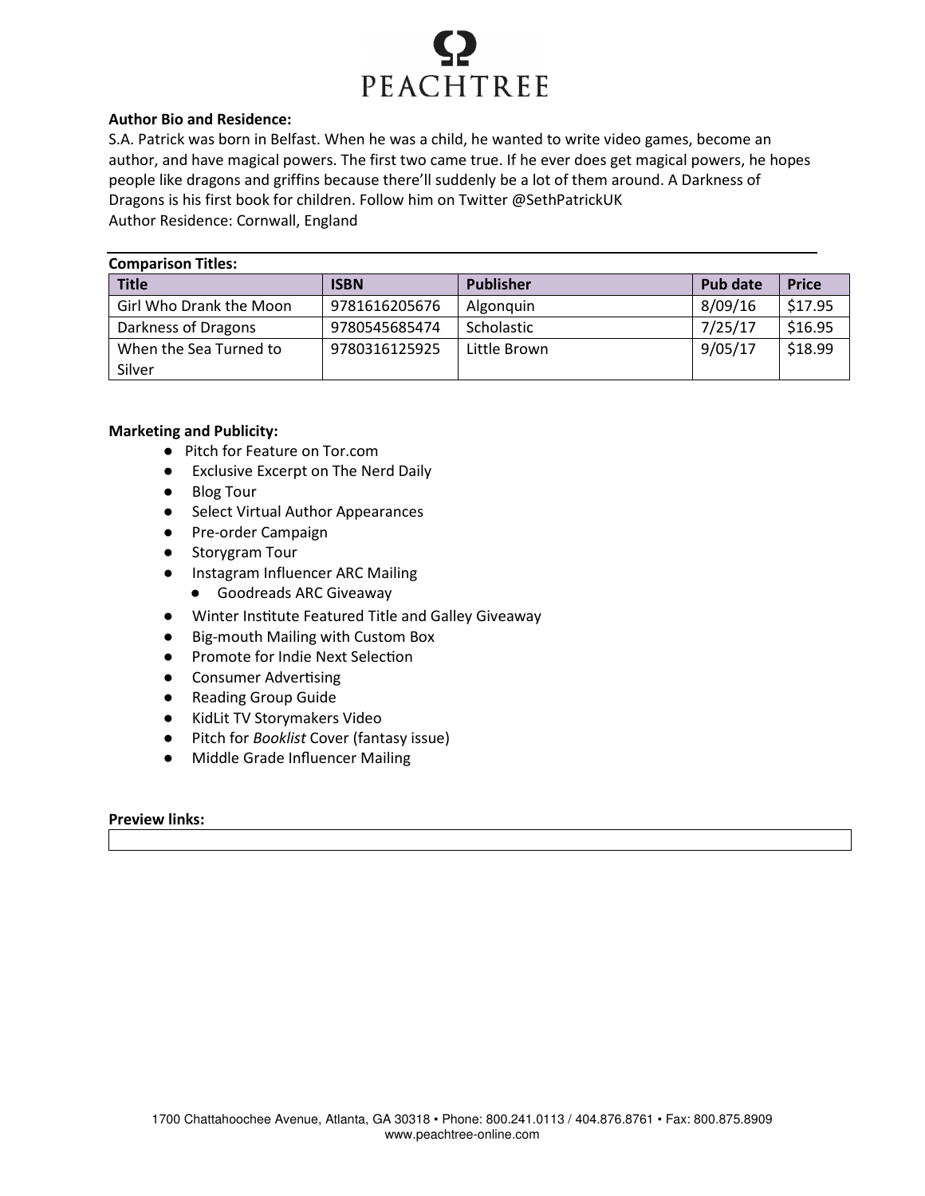PEACHTREE

**Author Bio and Residence:**

S.A. Patrick was born in Belfast. When he was a child, he wanted to write video games, become an author, and have magical powers. The first two came true. If he ever does get magical powers, he hopes people like dragons and griffins because there'll suddenly be a lot of them around. A Darkness of Dragons is his first book for children. Follow him on Twitter @SethPatrickUK

Author Residence: Cornwall, England

**Comparison Titles:**

| Title | ISBN | Publisher | Pub date | Price |
|---|---|---|---|---|
| Girl Who Drank the Moon | 9781616205676 | Algonquin | 8/09/16 | $17.95 |
| Darkness of Dragons | 9780545685474 | Scholastic | 7/25/17 | $16.95 |
| When the Sea Turned to Silver | 9780316125925 | Little Brown | 9/05/17 | $18.99 |

**Marketing and Publicity:**

- Pitch for Feature on Tor.com
- Exclusive Excerpt on The Nerd Daily
- Blog Tour
- Select Virtual Author Appearances
- Pre-order Campaign
- Storygram Tour
- Instagram Influencer ARC Mailing
  - Goodreads ARC Giveaway
- Winter Institute Featured Title and Galley Giveaway
- Big-mouth Mailing with Custom Box
- Promote for Indie Next Selection
- Consumer Advertising
- Reading Group Guide
- KidLit TV Storymakers Video
- Pitch for *Booklist* Cover (fantasy issue)
- Middle Grade Influencer Mailing

**Preview links:**

1700 Chattahoochee Avenue, Atlanta, GA 30318 • Phone: 800.241.0113 / 404.876.8761 • Fax: 800.875.8909
www.peachtree-online.com